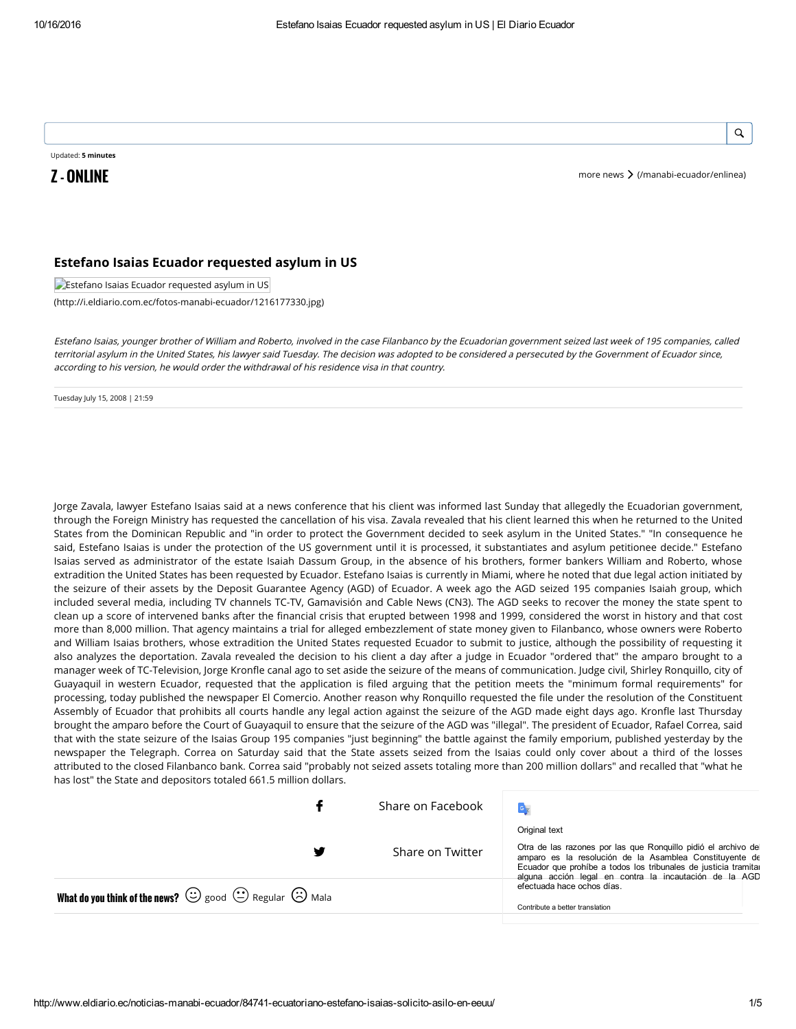Updated: **5 minutes**

**Z - ONLINE**

more news (/manabi-ecuador/enlinea)

## Estefano Isaias Ecuador requested asylum in US

Estefano Isaias Ecuador requested asylum in US
(http://i.eldiario.com.ec/fotos-manabi-ecuador/1216177330.jpg)

*Estefano Isaias, younger brother of William and Roberto, involved in the case Filanbanco by the Ecuadorian government seized last week of 195 companies, called territorial asylum in the United States, his lawyer said Tuesday. The decision was adopted to be considered a persecuted by the Government of Ecuador since, according to his version, he would order the withdrawal of his residence visa in that country.*

Tuesday July 15, 2008 | 21:59

Jorge Zavala, lawyer Estefano Isaias said at a news conference that his client was informed last Sunday that allegedly the Ecuadorian government, through the Foreign Ministry has requested the cancellation of his visa. Zavala revealed that his client learned this when he returned to the United States from the Dominican Republic and "in order to protect the Government decided to seek asylum in the United States." "In consequence he said, Estefano Isaias is under the protection of the US government until it is processed, it substantiates and asylum petitionee decide." Estefano Isaias served as administrator of the estate Isaiah Dassum Group, in the absence of his brothers, former bankers William and Roberto, whose extradition the United States has been requested by Ecuador. Estefano Isaias is currently in Miami, where he noted that due legal action initiated by the seizure of their assets by the Deposit Guarantee Agency (AGD) of Ecuador. A week ago the AGD seized 195 companies Isaiah group, which included several media, including TV channels TC-TV, Gamavisión and Cable News (CN3). The AGD seeks to recover the money the state spent to clean up a score of intervened banks after the financial crisis that erupted between 1998 and 1999, considered the worst in history and that cost more than 8,000 million. That agency maintains a trial for alleged embezzlement of state money given to Filanbanco, whose owners were Roberto and William Isaias brothers, whose extradition the United States requested Ecuador to submit to justice, although the possibility of requesting it also analyzes the deportation. Zavala revealed the decision to his client a day after a judge in Ecuador "ordered that" the amparo brought to a manager week of TC-Television, Jorge Kronfle canal ago to set aside the seizure of the means of communication. Judge civil, Shirley Ronquillo, city of Guayaquil in western Ecuador, requested that the application is filed arguing that the petition meets the "minimum formal requirements" for processing, today published the newspaper El Comercio. Another reason why Ronquillo requested the file under the resolution of the Constituent Assembly of Ecuador that prohibits all courts handle any legal action against the seizure of the AGD made eight days ago. Kronfle last Thursday brought the amparo before the Court of Guayaquil to ensure that the seizure of the AGD was "illegal". The president of Ecuador, Rafael Correa, said that with the state seizure of the Isaias Group 195 companies "just beginning" the battle against the family emporium, published yesterday by the newspaper the Telegraph. Correa on Saturday said that the State assets seized from the Isaias could only cover about a third of the losses attributed to the closed Filanbanco bank. Correa said "probably not seized assets totaling more than 200 million dollars" and recalled that "what he has lost" the State and depositors totaled 661.5 million dollars.

Share on Facebook

Share on Twitter

**What do you think of the news?** good Regular Mala

Original text

Otra de las razones por las que Ronquillo pidió el archivo del amparo es la resolución de la Asamblea Constituyente de Ecuador que prohíbe a todos los tribunales de justicia tramitar alguna acción legal en contra la incautación de la AGD efectuada hace ochos días.

Contribute a better translation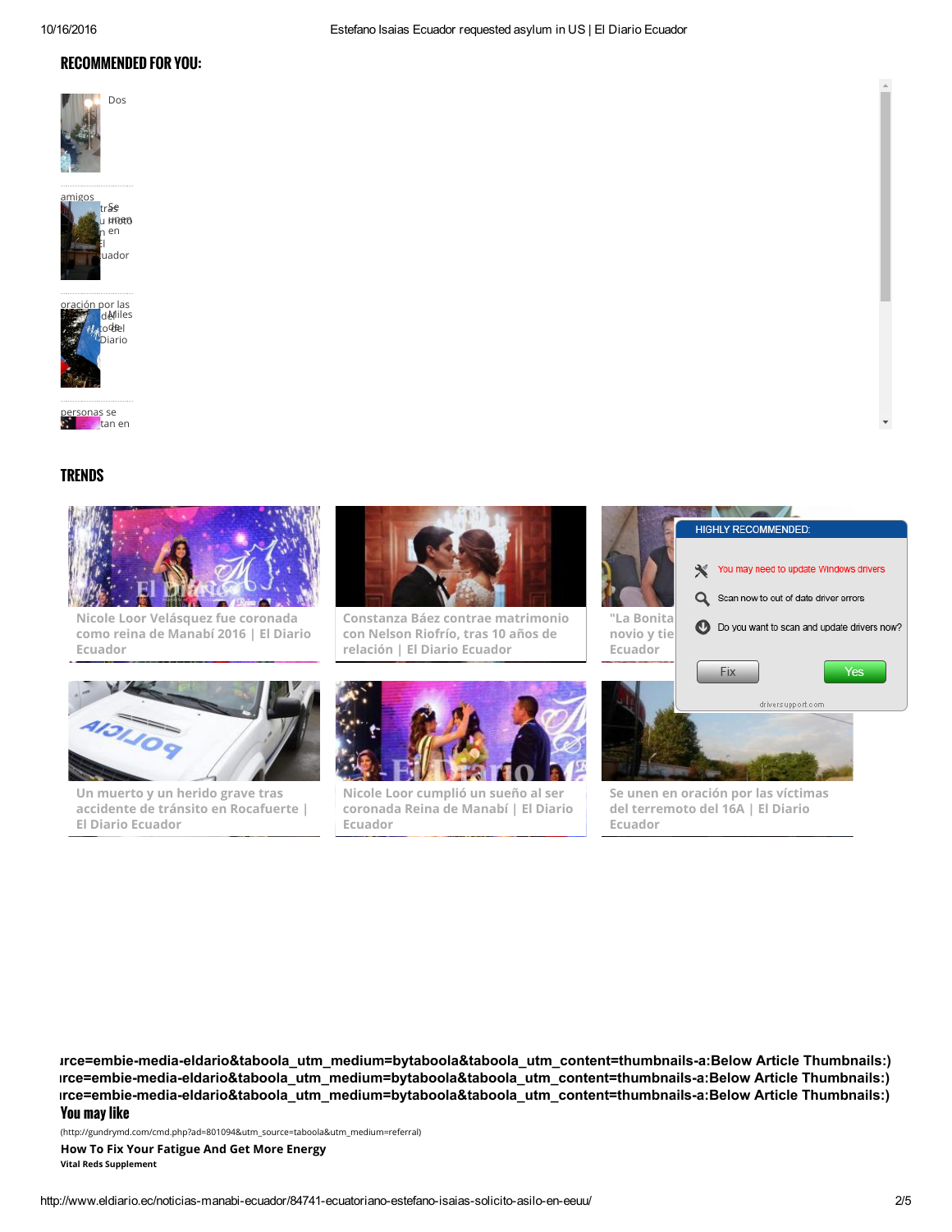## RECOMMENDED FOR YOU:

Dos amigos tras u moto n en El uador

Se unen en oración por las del Diario

Miles de personas se tan en

## TRENDS

Nicole Loor Velásquez fue coronada como reina de Manabí 2016 | El Diario Ecuador

Constanza Báez contrae matrimonio con Nelson Riofrío, tras 10 años de relación | El Diario Ecuador

"La Bonita novio y tie Ecuador

HIGHLY RECOMMENDED:

You may need to update Windows drivers

Scan now to out of date driver errors

Do you want to scan and update drivers now?

Fix Yes

driversupport.com

Un muerto y un herido grave tras accidente de tránsito en Rocafuerte | El Diario Ecuador

Nicole Loor cumplió un sueño al ser coronada Reina de Manabí | El Diario Ecuador

Se unen en oración por las víctimas del terremoto del 16A | El Diario Ecuador

**ırce=embie-media-eldario&taboola_utm_medium=bytaboola&taboola_utm_content=thumbnails-a:Below Article Thumbnails:)**
**ırce=embie-media-eldario&taboola_utm_medium=bytaboola&taboola_utm_content=thumbnails-a:Below Article Thumbnails:)**
**ırce=embie-media-eldario&taboola_utm_medium=bytaboola&taboola_utm_content=thumbnails-a:Below Article Thumbnails:)**

## You may like

(http://gundrymd.com/cmd.php?ad=801094&utm_source=taboola&utm_medium=referral)

**How To Fix Your Fatigue And Get More Energy**

**Vital Reds Supplement**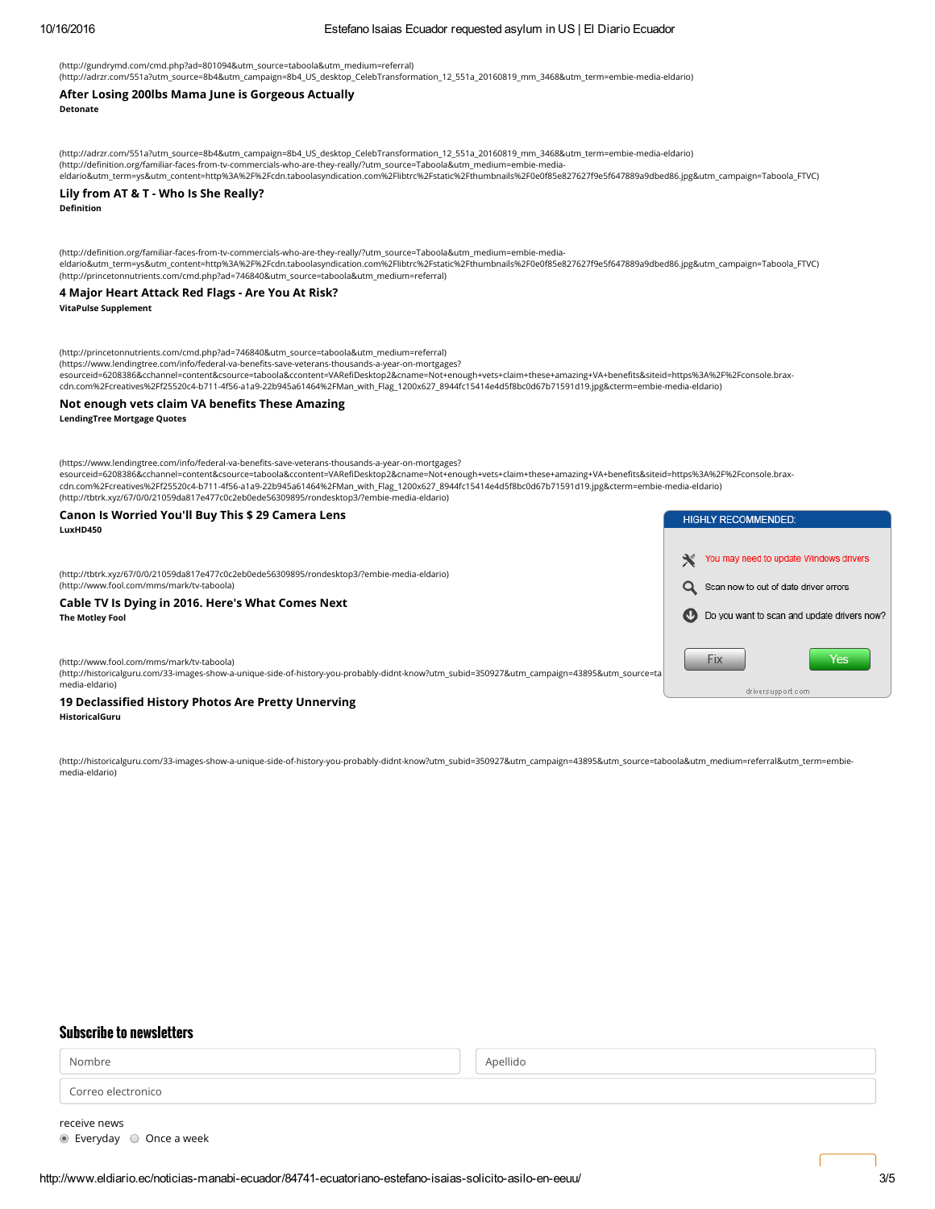(http://gundrymd.com/cmd.php?ad=801094&utm_source=taboola&utm_medium=referral)
(http://adrzr.com/551a?utm_source=8b4&utm_campaign=8b4_US_desktop_CelebTransformation_12_551a_20160819_mm_3468&utm_term=embie-media-eldario)

**After Losing 200lbs Mama June is Gorgeous Actually**
**Detonate**

(http://adrzr.com/551a?utm_source=8b4&utm_campaign=8b4_US_desktop_CelebTransformation_12_551a_20160819_mm_3468&utm_term=embie-media-eldario)
(http://definition.org/familiar-faces-from-tv-commercials-who-are-they-really/?utm_source=Taboola&utm_medium=embie-media-eldario&utm_term=ys&utm_content=http%3A%2F%2Fcdn.taboolasyndication.com%2Flibtrc%2Fstatic%2Fthumbnails%2F0e0f85e827627f9e5f647889a9dbed86.jpg&utm_campaign=Taboola_FTVC)

**Lily from AT & T - Who Is She Really?**
**Definition**

(http://definition.org/familiar-faces-from-tv-commercials-who-are-they-really/?utm_source=Taboola&utm_medium=embie-media-eldario&utm_term=ys&utm_content=http%3A%2F%2Fcdn.taboolasyndication.com%2Flibtrc%2Fstatic%2Fthumbnails%2F0e0f85e827627f9e5f647889a9dbed86.jpg&utm_campaign=Taboola_FTVC)
(http://princetonnutrients.com/cmd.php?ad=746840&utm_source=taboola&utm_medium=referral)

**4 Major Heart Attack Red Flags - Are You At Risk?**
**VitaPulse Supplement**

(http://princetonnutrients.com/cmd.php?ad=746840&utm_source=taboola&utm_medium=referral)
(https://www.lendingtree.com/info/federal-va-benefits-save-veterans-thousands-a-year-on-mortgages?esourceid=6208386&cchannel=content&csource=taboola&ccontent=VARefiDesktop2&cname=Not+enough+vets+claim+these+amazing+VA+benefits&siteid=https%3A%2F%2Fconsole.brax-cdn.com%2Fcreatives%2Ff25520c4-b711-4f56-a1a9-22b945a61464%2FMan_with_Flag_1200x627_8944fc15414e4d5f8bc0d67b71591d19.jpg&cterm=embie-media-eldario)

**Not enough vets claim VA benefits These Amazing**
**LendingTree Mortgage Quotes**

(https://www.lendingtree.com/info/federal-va-benefits-save-veterans-thousands-a-year-on-mortgages?esourceid=6208386&cchannel=content&csource=taboola&ccontent=VARefiDesktop2&cname=Not+enough+vets+claim+these+amazing+VA+benefits&siteid=https%3A%2F%2Fconsole.brax-cdn.com%2Fcreatives%2Ff25520c4-b711-4f56-a1a9-22b945a61464%2FMan_with_Flag_1200x627_8944fc15414e4d5f8bc0d67b71591d19.jpg&cterm=embie-media-eldario)
(http://tbtrk.xyz/67/0/0/21059da817e477c0c2eb0ede56309895/rondesktop3/?embie-media-eldario)

**Canon Is Worried You'll Buy This $ 29 Camera Lens**
**LuxHD450**

(http://tbtrk.xyz/67/0/0/21059da817e477c0c2eb0ede56309895/rondesktop3/?embie-media-eldario)
(http://www.fool.com/mms/mark/tv-taboola)

**Cable TV Is Dying in 2016. Here's What Comes Next**
**The Motley Fool**

(http://www.fool.com/mms/mark/tv-taboola)
(http://historicalguru.com/33-images-show-a-unique-side-of-history-you-probably-didnt-know?utm_subid=350927&utm_campaign=43895&utm_source=ta media-eldario)

**19 Declassified History Photos Are Pretty Unnerving**
**HistoricalGuru**

(http://historicalguru.com/33-images-show-a-unique-side-of-history-you-probably-didnt-know?utm_subid=350927&utm_campaign=43895&utm_source=taboola&utm_medium=referral&utm_term=embie-media-eldario)

HIGHLY RECOMMENDED:

You may need to update Windows drivers

Scan now to out of date driver errors

Do you want to scan and update drivers now?

Fix Yes

driversupport.com

## Subscribe to newsletters

Nombre

Apellido

Correo electronico

receive news

- (•) Everyday
- ( ) Once a week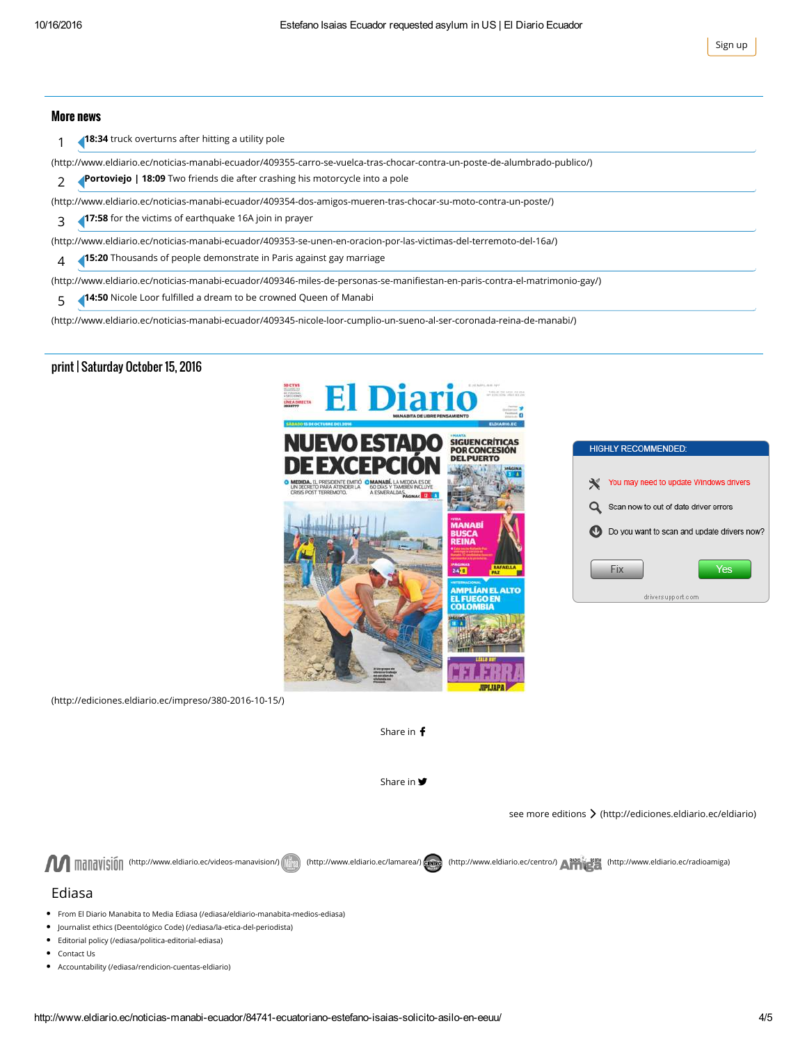Sign up

## More news

1 **18:34** truck overturns after hitting a utility pole

(http://www.eldiario.ec/noticias-manabi-ecuador/409355-carro-se-vuelca-tras-chocar-contra-un-poste-de-alumbrado-publico/)

2 **Portoviejo | 18:09** Two friends die after crashing his motorcycle into a pole

(http://www.eldiario.ec/noticias-manabi-ecuador/409354-dos-amigos-mueren-tras-chocar-su-moto-contra-un-poste/)

3 **17:58** for the victims of earthquake 16A join in prayer

(http://www.eldiario.ec/noticias-manabi-ecuador/409353-se-unen-en-oracion-por-las-victimas-del-terremoto-del-16a/)

4 **15:20** Thousands of people demonstrate in Paris against gay marriage

(http://www.eldiario.ec/noticias-manabi-ecuador/409346-miles-de-personas-se-manifiestan-en-paris-contra-el-matrimonio-gay/)

5 **14:50** Nicole Loor fulfilled a dream to be crowned Queen of Manabi

(http://www.eldiario.ec/noticias-manabi-ecuador/409345-nicole-loor-cumplio-un-sueno-al-ser-coronada-reina-de-manabi/)

## print | Saturday October 15, 2016

(http://ediciones.eldiario.ec/impreso/380-2016-10-15/)

HIGHLY RECOMMENDED:

You may need to update Windows drivers

Scan now to out of date driver errors

Do you want to scan and update drivers now?

Fix | Yes

driversupport.com

Share in

Share in

see more editions (http://ediciones.eldiario.ec/eldiario)

(http://www.eldiario.ec/videos-manavision/) (http://www.eldiario.ec/lamarea/) (http://www.eldiario.ec/centro/) (http://www.eldiario.ec/radioamiga)

## Ediasa

- From El Diario Manabita to Media Ediasa (/ediasa/eldiario-manabita-medios-ediasa)
- Journalist ethics (Deentológico Code) (/ediasa/la-etica-del-periodista)
- Editorial policy (/ediasa/politica-editorial-ediasa)
- Contact Us
- Accountability (/ediasa/rendicion-cuentas-eldiario)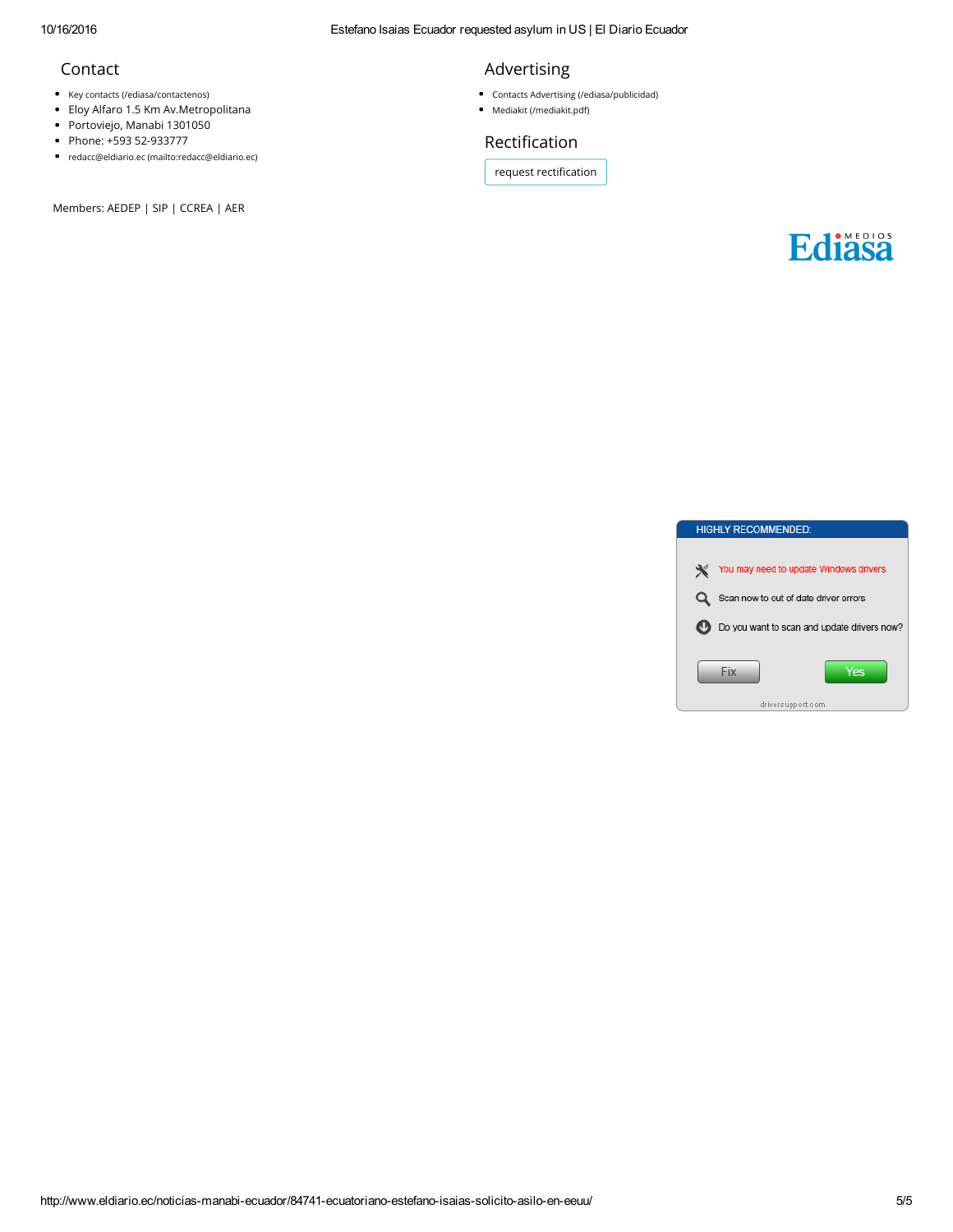## Contact

- Key contacts (/ediasa/contactenos)
- Eloy Alfaro 1.5 Km Av.Metropolitana
- Portoviejo, Manabi 1301050
- Phone: +593 52-933777
- redacc@eldiario.ec (mailto:redacc@eldiario.ec)

Members: AEDEP | SIP | CCREA | AER

## Advertising

- Contacts Advertising (/ediasa/publicidad)
- Mediakit (/mediakit.pdf)

## Rectification

request rectification

Ediasa MEDIOS

HIGHLY RECOMMENDED:

You may need to update Windows drivers

Scan now to out of date driver errors

Do you want to scan and update drivers now?

Fix Yes

driversupport.com